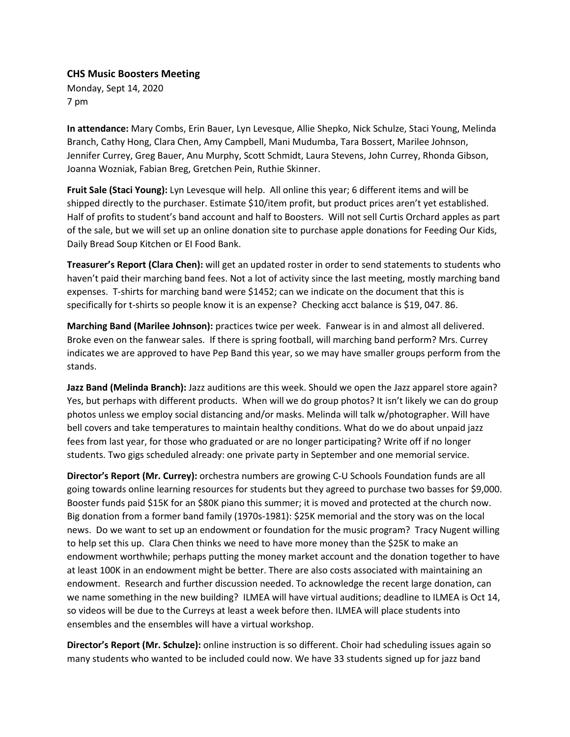**CHS Music Boosters Meeting**

Monday, Sept 14, 2020
7 pm

**In attendance:** Mary Combs, Erin Bauer, Lyn Levesque, Allie Shepko, Nick Schulze, Staci Young, Melinda Branch, Cathy Hong, Clara Chen, Amy Campbell, Mani Mudumba, Tara Bossert, Marilee Johnson, Jennifer Currey, Greg Bauer, Anu Murphy, Scott Schmidt, Laura Stevens, John Currey, Rhonda Gibson, Joanna Wozniak, Fabian Breg, Gretchen Pein, Ruthie Skinner.

**Fruit Sale (Staci Young):** Lyn Levesque will help. All online this year; 6 different items and will be shipped directly to the purchaser. Estimate $10/item profit, but product prices aren't yet established. Half of profits to student's band account and half to Boosters. Will not sell Curtis Orchard apples as part of the sale, but we will set up an online donation site to purchase apple donations for Feeding Our Kids, Daily Bread Soup Kitchen or EI Food Bank.

**Treasurer's Report (Clara Chen):** will get an updated roster in order to send statements to students who haven't paid their marching band fees. Not a lot of activity since the last meeting, mostly marching band expenses. T-shirts for marching band were $1452; can we indicate on the document that this is specifically for t-shirts so people know it is an expense? Checking acct balance is $19, 047. 86.

**Marching Band (Marilee Johnson):** practices twice per week. Fanwear is in and almost all delivered. Broke even on the fanwear sales. If there is spring football, will marching band perform? Mrs. Currey indicates we are approved to have Pep Band this year, so we may have smaller groups perform from the stands.

**Jazz Band (Melinda Branch):** Jazz auditions are this week. Should we open the Jazz apparel store again? Yes, but perhaps with different products. When will we do group photos? It isn't likely we can do group photos unless we employ social distancing and/or masks. Melinda will talk w/photographer. Will have bell covers and take temperatures to maintain healthy conditions. What do we do about unpaid jazz fees from last year, for those who graduated or are no longer participating? Write off if no longer students. Two gigs scheduled already: one private party in September and one memorial service.

**Director's Report (Mr. Currey):** orchestra numbers are growing C-U Schools Foundation funds are all going towards online learning resources for students but they agreed to purchase two basses for $9,000. Booster funds paid $15K for an $80K piano this summer; it is moved and protected at the church now. Big donation from a former band family (1970s-1981): $25K memorial and the story was on the local news. Do we want to set up an endowment or foundation for the music program? Tracy Nugent willing to help set this up. Clara Chen thinks we need to have more money than the $25K to make an endowment worthwhile; perhaps putting the money market account and the donation together to have at least 100K in an endowment might be better. There are also costs associated with maintaining an endowment. Research and further discussion needed. To acknowledge the recent large donation, can we name something in the new building? ILMEA will have virtual auditions; deadline to ILMEA is Oct 14, so videos will be due to the Curreys at least a week before then. ILMEA will place students into ensembles and the ensembles will have a virtual workshop.

**Director's Report (Mr. Schulze):** online instruction is so different. Choir had scheduling issues again so many students who wanted to be included could now. We have 33 students signed up for jazz band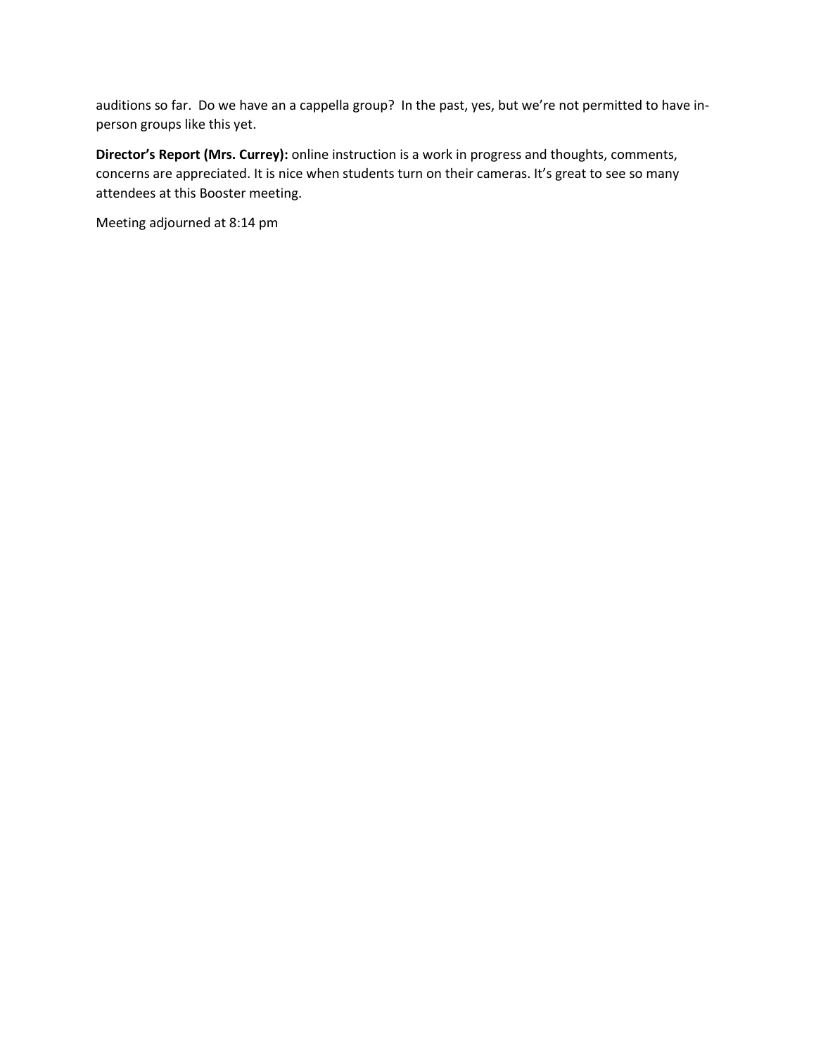auditions so far. Do we have an a cappella group? In the past, yes, but we're not permitted to have in-person groups like this yet.

**Director's Report (Mrs. Currey):** online instruction is a work in progress and thoughts, comments, concerns are appreciated. It is nice when students turn on their cameras. It's great to see so many attendees at this Booster meeting.

Meeting adjourned at 8:14 pm